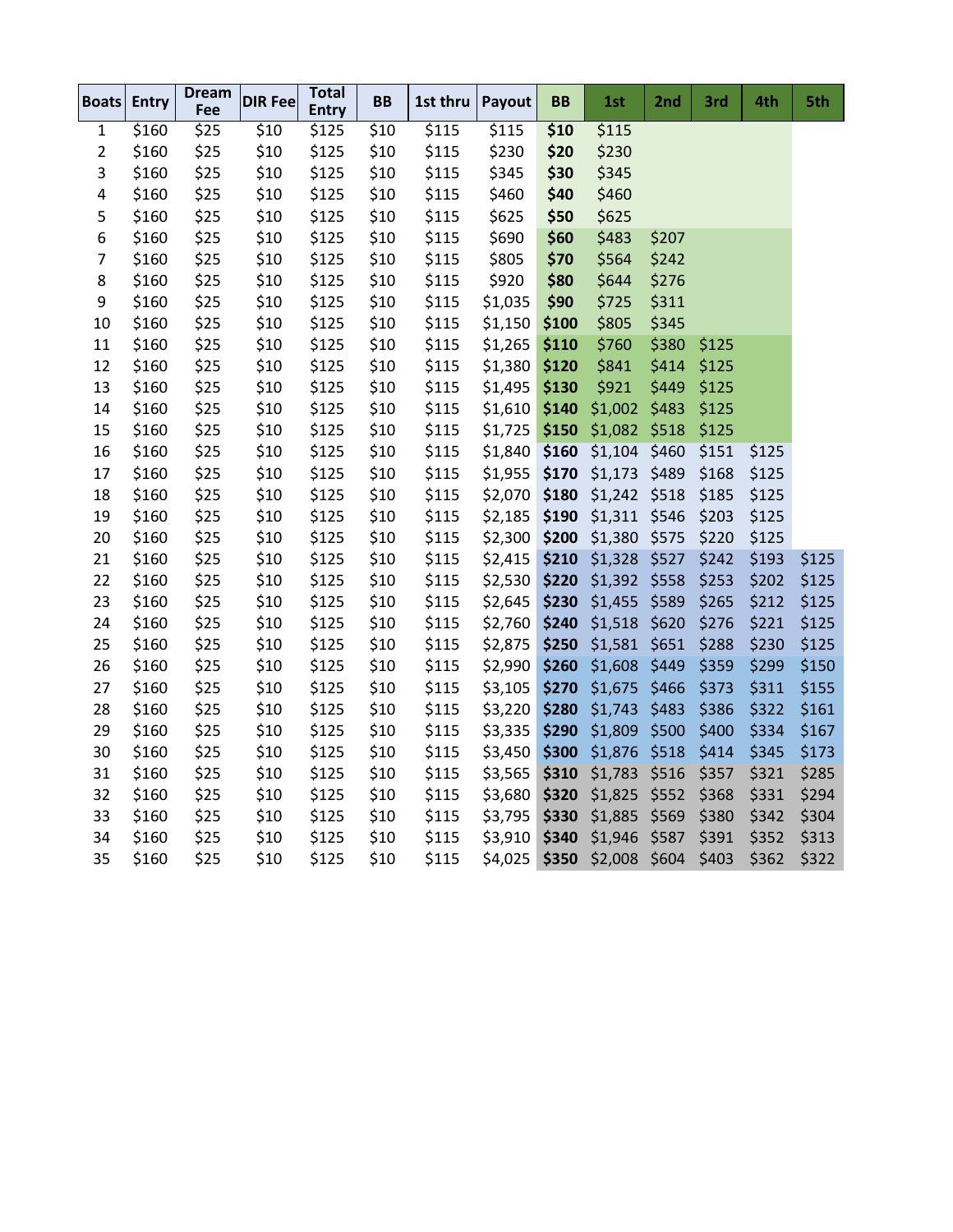| Boats | Entry | Dream Fee | DIR Fee | Total Entry | BB | 1st thru | Payout | BB | 1st | 2nd | 3rd | 4th | 5th |
|---|---|---|---|---|---|---|---|---|---|---|---|---|---|
| 1 | $160 | $25 | $10 | $125 | $10 | $115 | $115 | **$10** | $115 | | | | |
| 2 | $160 | $25 | $10 | $125 | $10 | $115 | $230 | **$20** | $230 | | | | |
| 3 | $160 | $25 | $10 | $125 | $10 | $115 | $345 | **$30** | $345 | | | | |
| 4 | $160 | $25 | $10 | $125 | $10 | $115 | $460 | **$40** | $460 | | | | |
| 5 | $160 | $25 | $10 | $125 | $10 | $115 | $625 | **$50** | $625 | | | | |
| 6 | $160 | $25 | $10 | $125 | $10 | $115 | $690 | **$60** | $483 | $207 | | | |
| 7 | $160 | $25 | $10 | $125 | $10 | $115 | $805 | **$70** | $564 | $242 | | | |
| 8 | $160 | $25 | $10 | $125 | $10 | $115 | $920 | **$80** | $644 | $276 | | | |
| 9 | $160 | $25 | $10 | $125 | $10 | $115 | $1,035 | **$90** | $725 | $311 | | | |
| 10 | $160 | $25 | $10 | $125 | $10 | $115 | $1,150 | **$100** | $805 | $345 | | | |
| 11 | $160 | $25 | $10 | $125 | $10 | $115 | $1,265 | **$110** | $760 | $380 | $125 | | |
| 12 | $160 | $25 | $10 | $125 | $10 | $115 | $1,380 | **$120** | $841 | $414 | $125 | | |
| 13 | $160 | $25 | $10 | $125 | $10 | $115 | $1,495 | **$130** | $921 | $449 | $125 | | |
| 14 | $160 | $25 | $10 | $125 | $10 | $115 | $1,610 | **$140** | $1,002 | $483 | $125 | | |
| 15 | $160 | $25 | $10 | $125 | $10 | $115 | $1,725 | **$150** | $1,082 | $518 | $125 | | |
| 16 | $160 | $25 | $10 | $125 | $10 | $115 | $1,840 | **$160** | $1,104 | $460 | $151 | $125 | |
| 17 | $160 | $25 | $10 | $125 | $10 | $115 | $1,955 | **$170** | $1,173 | $489 | $168 | $125 | |
| 18 | $160 | $25 | $10 | $125 | $10 | $115 | $2,070 | **$180** | $1,242 | $518 | $185 | $125 | |
| 19 | $160 | $25 | $10 | $125 | $10 | $115 | $2,185 | **$190** | $1,311 | $546 | $203 | $125 | |
| 20 | $160 | $25 | $10 | $125 | $10 | $115 | $2,300 | **$200** | $1,380 | $575 | $220 | $125 | |
| 21 | $160 | $25 | $10 | $125 | $10 | $115 | $2,415 | **$210** | $1,328 | $527 | $242 | $193 | $125 |
| 22 | $160 | $25 | $10 | $125 | $10 | $115 | $2,530 | **$220** | $1,392 | $558 | $253 | $202 | $125 |
| 23 | $160 | $25 | $10 | $125 | $10 | $115 | $2,645 | **$230** | $1,455 | $589 | $265 | $212 | $125 |
| 24 | $160 | $25 | $10 | $125 | $10 | $115 | $2,760 | **$240** | $1,518 | $620 | $276 | $221 | $125 |
| 25 | $160 | $25 | $10 | $125 | $10 | $115 | $2,875 | **$250** | $1,581 | $651 | $288 | $230 | $125 |
| 26 | $160 | $25 | $10 | $125 | $10 | $115 | $2,990 | **$260** | $1,608 | $449 | $359 | $299 | $150 |
| 27 | $160 | $25 | $10 | $125 | $10 | $115 | $3,105 | **$270** | $1,675 | $466 | $373 | $311 | $155 |
| 28 | $160 | $25 | $10 | $125 | $10 | $115 | $3,220 | **$280** | $1,743 | $483 | $386 | $322 | $161 |
| 29 | $160 | $25 | $10 | $125 | $10 | $115 | $3,335 | **$290** | $1,809 | $500 | $400 | $334 | $167 |
| 30 | $160 | $25 | $10 | $125 | $10 | $115 | $3,450 | **$300** | $1,876 | $518 | $414 | $345 | $173 |
| 31 | $160 | $25 | $10 | $125 | $10 | $115 | $3,565 | **$310** | $1,783 | $516 | $357 | $321 | $285 |
| 32 | $160 | $25 | $10 | $125 | $10 | $115 | $3,680 | **$320** | $1,825 | $552 | $368 | $331 | $294 |
| 33 | $160 | $25 | $10 | $125 | $10 | $115 | $3,795 | **$330** | $1,885 | $569 | $380 | $342 | $304 |
| 34 | $160 | $25 | $10 | $125 | $10 | $115 | $3,910 | **$340** | $1,946 | $587 | $391 | $352 | $313 |
| 35 | $160 | $25 | $10 | $125 | $10 | $115 | $4,025 | **$350** | $2,008 | $604 | $403 | $362 | $322 |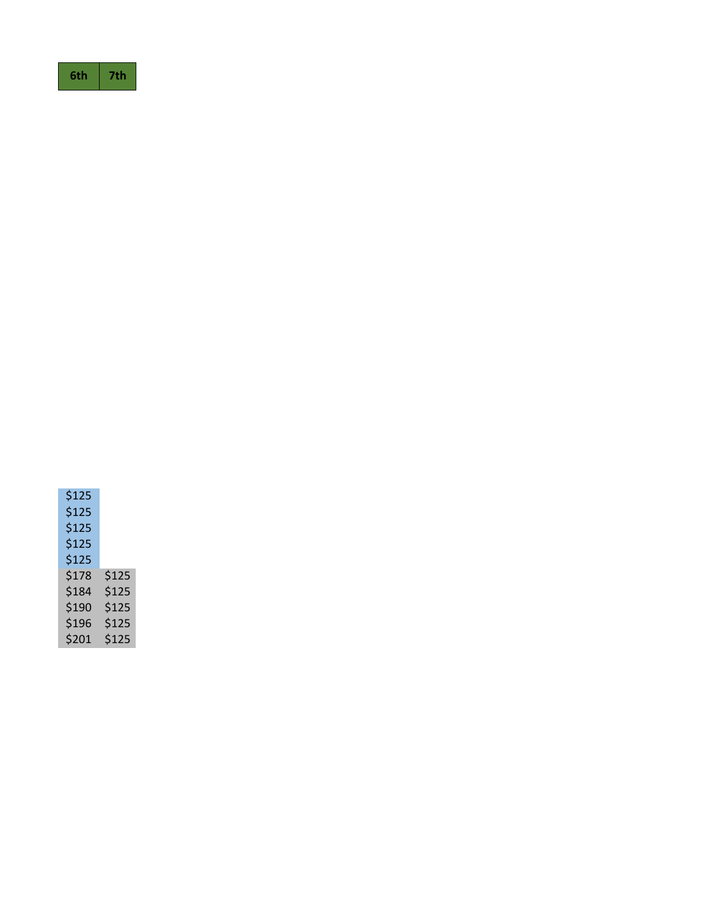| 6th | 7th |
|---|---|
| $125 | |
| $125 | |
| $125 | |
| $125 | |
| $125 | |
| $178 | $125 |
| $184 | $125 |
| $190 | $125 |
| $196 | $125 |
| $201 | $125 |